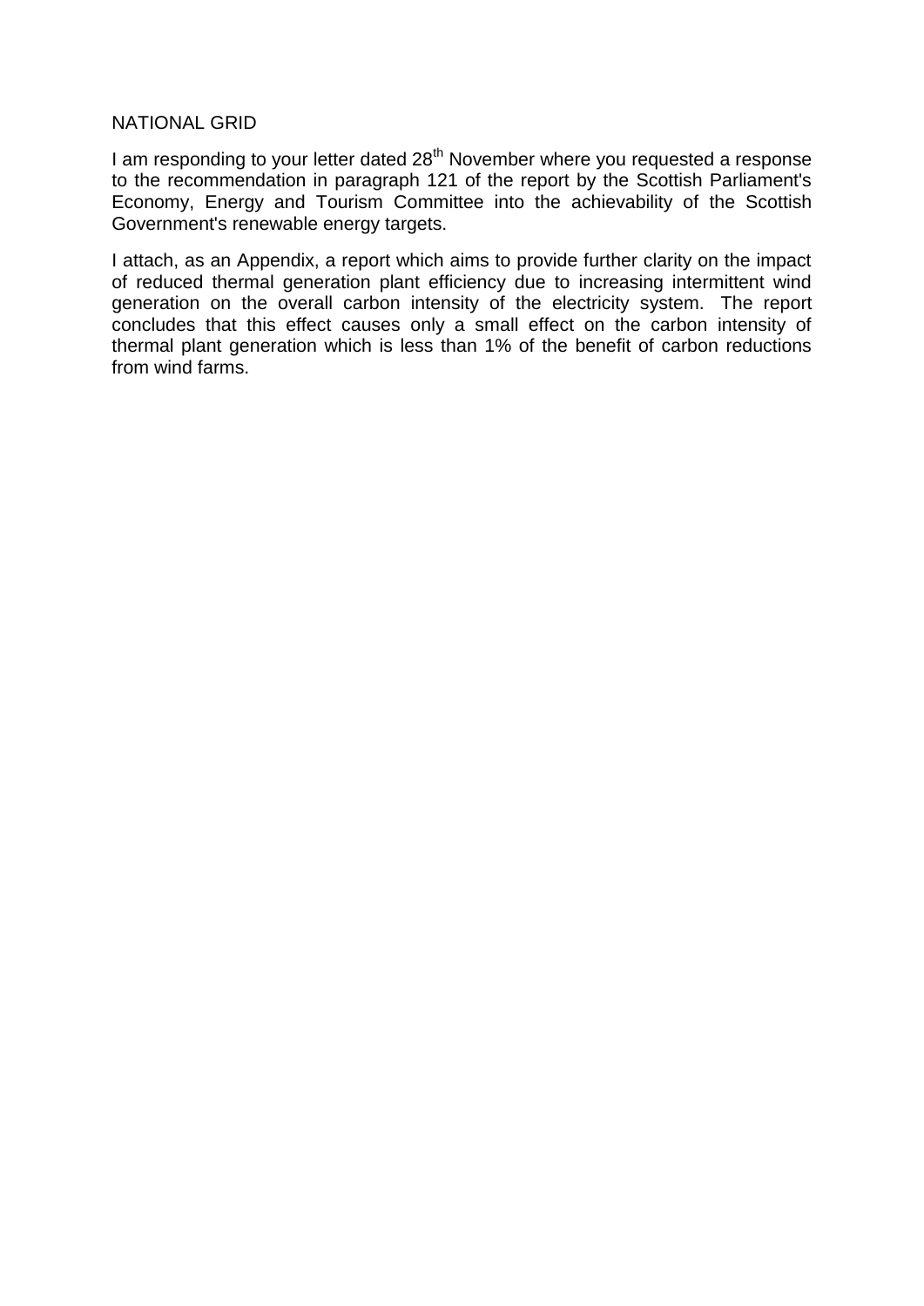NATIONAL GRID

I am responding to your letter dated 28th November where you requested a response to the recommendation in paragraph 121 of the report by the Scottish Parliament's Economy, Energy and Tourism Committee into the achievability of the Scottish Government's renewable energy targets.

I attach, as an Appendix, a report which aims to provide further clarity on the impact of reduced thermal generation plant efficiency due to increasing intermittent wind generation on the overall carbon intensity of the electricity system. The report concludes that this effect causes only a small effect on the carbon intensity of thermal plant generation which is less than 1% of the benefit of carbon reductions from wind farms.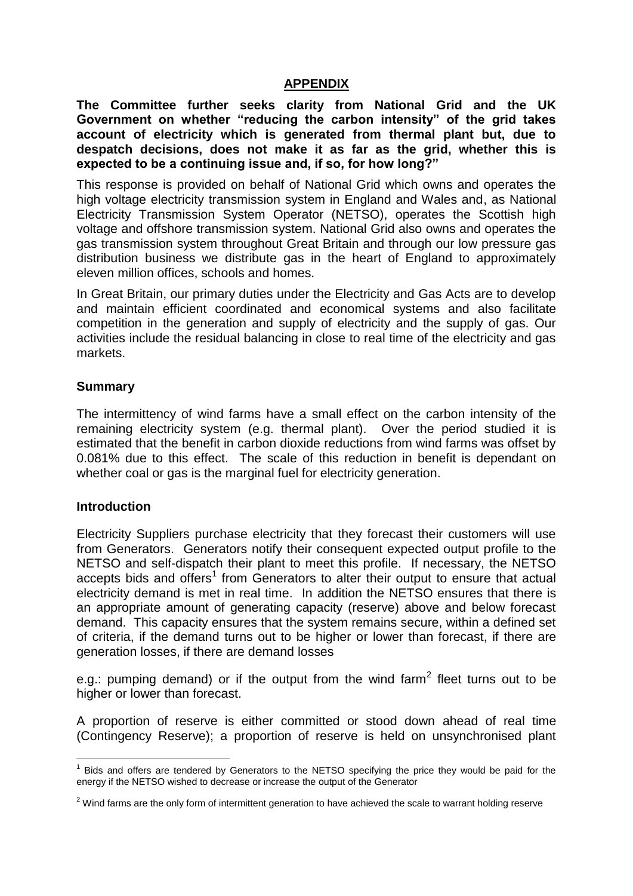## APPENDIX

**The Committee further seeks clarity from National Grid and the UK Government on whether "reducing the carbon intensity" of the grid takes account of electricity which is generated from thermal plant but, due to despatch decisions, does not make it as far as the grid, whether this is expected to be a continuing issue and, if so, for how long?"**

This response is provided on behalf of National Grid which owns and operates the high voltage electricity transmission system in England and Wales and, as National Electricity Transmission System Operator (NETSO), operates the Scottish high voltage and offshore transmission system. National Grid also owns and operates the gas transmission system throughout Great Britain and through our low pressure gas distribution business we distribute gas in the heart of England to approximately eleven million offices, schools and homes.

In Great Britain, our primary duties under the Electricity and Gas Acts are to develop and maintain efficient coordinated and economical systems and also facilitate competition in the generation and supply of electricity and the supply of gas. Our activities include the residual balancing in close to real time of the electricity and gas markets.

### Summary

The intermittency of wind farms have a small effect on the carbon intensity of the remaining electricity system (e.g. thermal plant). Over the period studied it is estimated that the benefit in carbon dioxide reductions from wind farms was offset by 0.081% due to this effect. The scale of this reduction in benefit is dependant on whether coal or gas is the marginal fuel for electricity generation.

### Introduction

Electricity Suppliers purchase electricity that they forecast their customers will use from Generators. Generators notify their consequent expected output profile to the NETSO and self-dispatch their plant to meet this profile. If necessary, the NETSO accepts bids and offers[1] from Generators to alter their output to ensure that actual electricity demand is met in real time. In addition the NETSO ensures that there is an appropriate amount of generating capacity (reserve) above and below forecast demand. This capacity ensures that the system remains secure, within a defined set of criteria, if the demand turns out to be higher or lower than forecast, if there are generation losses, if there are demand losses

e.g.: pumping demand) or if the output from the wind farm[2] fleet turns out to be higher or lower than forecast.

A proportion of reserve is either committed or stood down ahead of real time (Contingency Reserve); a proportion of reserve is held on unsynchronised plant

---

[1] Bids and offers are tendered by Generators to the NETSO specifying the price they would be paid for the energy if the NETSO wished to decrease or increase the output of the Generator

[2] Wind farms are the only form of intermittent generation to have achieved the scale to warrant holding reserve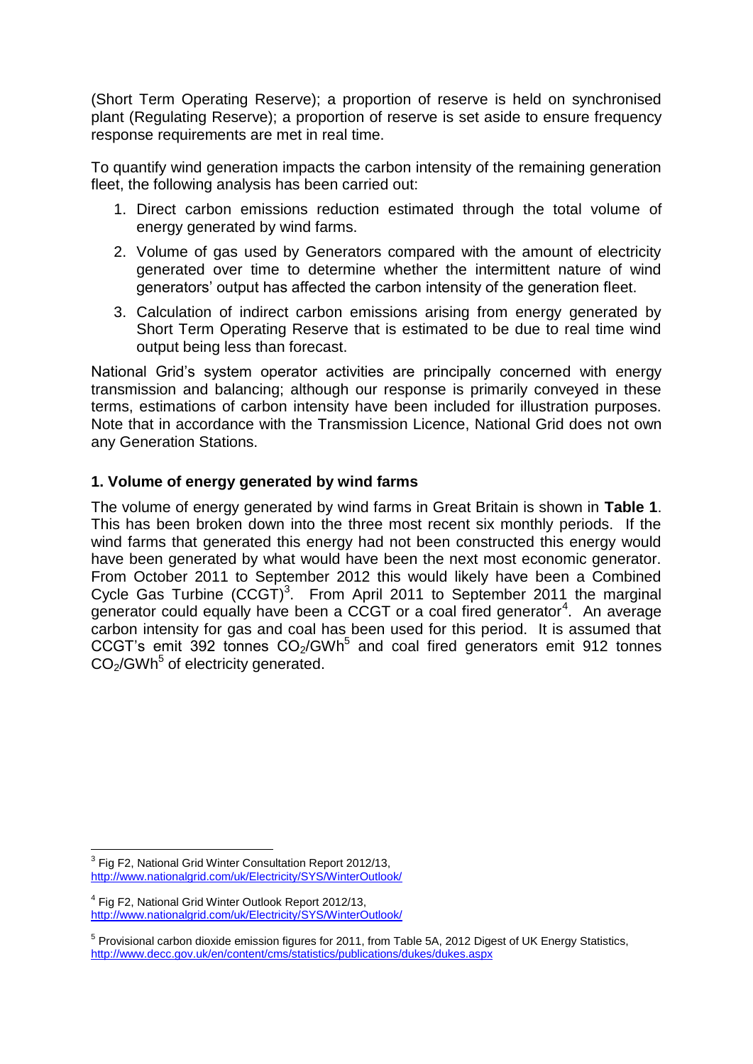(Short Term Operating Reserve); a proportion of reserve is held on synchronised plant (Regulating Reserve); a proportion of reserve is set aside to ensure frequency response requirements are met in real time.

To quantify wind generation impacts the carbon intensity of the remaining generation fleet, the following analysis has been carried out:

1. Direct carbon emissions reduction estimated through the total volume of energy generated by wind farms.
2. Volume of gas used by Generators compared with the amount of electricity generated over time to determine whether the intermittent nature of wind generators' output has affected the carbon intensity of the generation fleet.
3. Calculation of indirect carbon emissions arising from energy generated by Short Term Operating Reserve that is estimated to be due to real time wind output being less than forecast.

National Grid's system operator activities are principally concerned with energy transmission and balancing; although our response is primarily conveyed in these terms, estimations of carbon intensity have been included for illustration purposes. Note that in accordance with the Transmission Licence, National Grid does not own any Generation Stations.

### 1. Volume of energy generated by wind farms

The volume of energy generated by wind farms in Great Britain is shown in **Table 1**. This has been broken down into the three most recent six monthly periods. If the wind farms that generated this energy had not been constructed this energy would have been generated by what would have been the next most economic generator. From October 2011 to September 2012 this would likely have been a Combined Cycle Gas Turbine (CCGT)[3]. From April 2011 to September 2011 the marginal generator could equally have been a CCGT or a coal fired generator[4]. An average carbon intensity for gas and coal has been used for this period. It is assumed that CCGT's emit 392 tonnes $CO_2$/GWh[5] and coal fired generators emit 912 tonnes $CO_2$/GWh[5] of electricity generated.

---

[3] Fig F2, National Grid Winter Consultation Report 2012/13, http://www.nationalgrid.com/uk/Electricity/SYS/WinterOutlook/

[4] Fig F2, National Grid Winter Outlook Report 2012/13, http://www.nationalgrid.com/uk/Electricity/SYS/WinterOutlook/

[5] Provisional carbon dioxide emission figures for 2011, from Table 5A, 2012 Digest of UK Energy Statistics, http://www.decc.gov.uk/en/content/cms/statistics/publications/dukes/dukes.aspx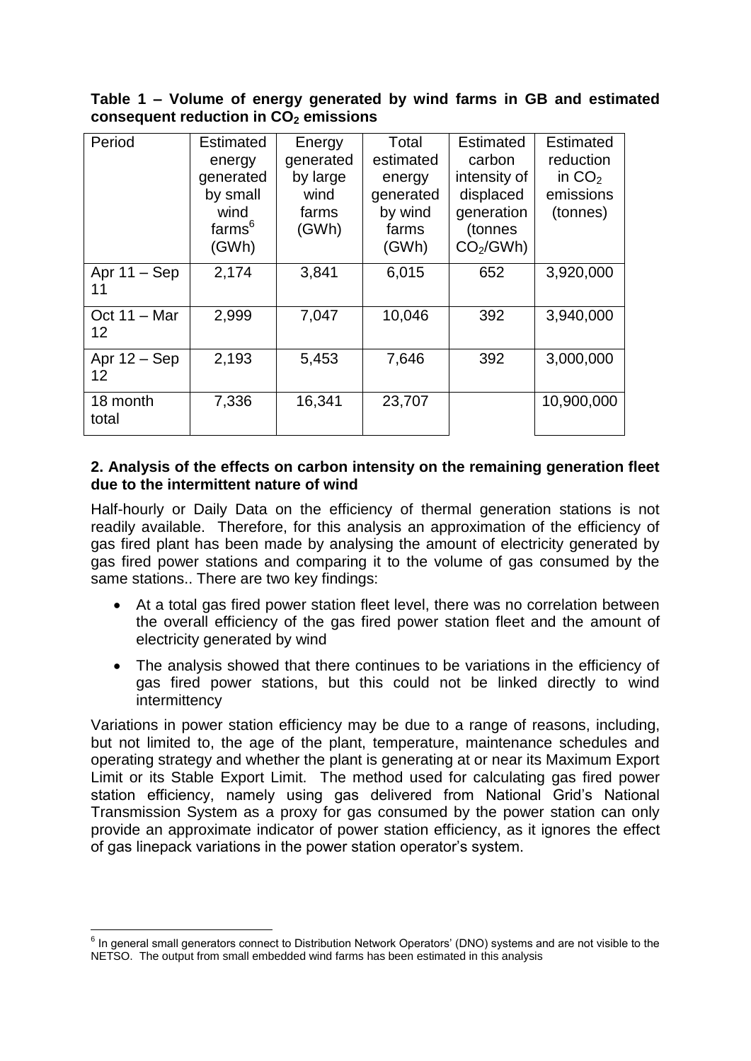**Table 1 – Volume of energy generated by wind farms in GB and estimated consequent reduction in $CO_2$ emissions**

| Period | Estimated energy generated by small wind farms[6] (GWh) | Energy generated by large wind farms (GWh) | Total estimated energy generated by wind farms (GWh) | Estimated carbon intensity of displaced generation (tonnes $CO_2$/GWh) | Estimated reduction in $CO_2$ emissions (tonnes) |
|---|---|---|---|---|---|
| Apr 11 – Sep 11 | 2,174 | 3,841 | 6,015 | 652 | 3,920,000 |
| Oct 11 – Mar 12 | 2,999 | 7,047 | 10,046 | 392 | 3,940,000 |
| Apr 12 – Sep 12 | 2,193 | 5,453 | 7,646 | 392 | 3,000,000 |
| 18 month total | 7,336 | 16,341 | 23,707 | | 10,900,000 |

**2. Analysis of the effects on carbon intensity on the remaining generation fleet due to the intermittent nature of wind**

Half-hourly or Daily Data on the efficiency of thermal generation stations is not readily available. Therefore, for this analysis an approximation of the efficiency of gas fired plant has been made by analysing the amount of electricity generated by gas fired power stations and comparing it to the volume of gas consumed by the same stations.. There are two key findings:

- At a total gas fired power station fleet level, there was no correlation between the overall efficiency of the gas fired power station fleet and the amount of electricity generated by wind
- The analysis showed that there continues to be variations in the efficiency of gas fired power stations, but this could not be linked directly to wind intermittency

Variations in power station efficiency may be due to a range of reasons, including, but not limited to, the age of the plant, temperature, maintenance schedules and operating strategy and whether the plant is generating at or near its Maximum Export Limit or its Stable Export Limit. The method used for calculating gas fired power station efficiency, namely using gas delivered from National Grid's National Transmission System as a proxy for gas consumed by the power station can only provide an approximate indicator of power station efficiency, as it ignores the effect of gas linepack variations in the power station operator's system.

[6] In general small generators connect to Distribution Network Operators' (DNO) systems and are not visible to the NETSO. The output from small embedded wind farms has been estimated in this analysis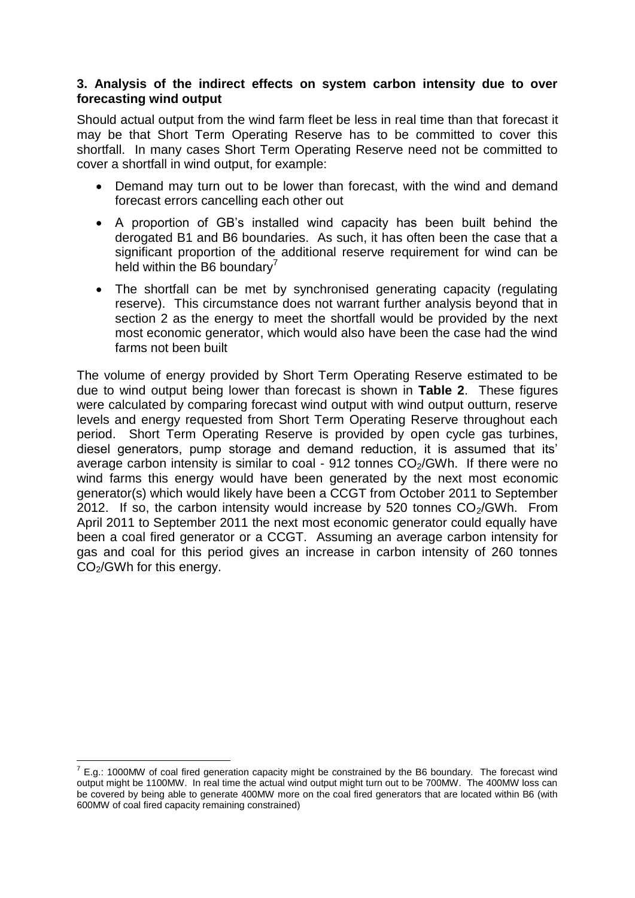### 3. Analysis of the indirect effects on system carbon intensity due to over forecasting wind output

Should actual output from the wind farm fleet be less in real time than that forecast it may be that Short Term Operating Reserve has to be committed to cover this shortfall. In many cases Short Term Operating Reserve need not be committed to cover a shortfall in wind output, for example:

- Demand may turn out to be lower than forecast, with the wind and demand forecast errors cancelling each other out
- A proportion of GB's installed wind capacity has been built behind the derogated B1 and B6 boundaries. As such, it has often been the case that a significant proportion of the additional reserve requirement for wind can be held within the B6 boundary[7]
- The shortfall can be met by synchronised generating capacity (regulating reserve). This circumstance does not warrant further analysis beyond that in section 2 as the energy to meet the shortfall would be provided by the next most economic generator, which would also have been the case had the wind farms not been built

The volume of energy provided by Short Term Operating Reserve estimated to be due to wind output being lower than forecast is shown in **Table 2**. These figures were calculated by comparing forecast wind output with wind output outturn, reserve levels and energy requested from Short Term Operating Reserve throughout each period. Short Term Operating Reserve is provided by open cycle gas turbines, diesel generators, pump storage and demand reduction, it is assumed that its' average carbon intensity is similar to coal - 912 tonnes $CO_2$/GWh. If there were no wind farms this energy would have been generated by the next most economic generator(s) which would likely have been a CCGT from October 2011 to September 2012. If so, the carbon intensity would increase by 520 tonnes $CO_2$/GWh. From April 2011 to September 2011 the next most economic generator could equally have been a coal fired generator or a CCGT. Assuming an average carbon intensity for gas and coal for this period gives an increase in carbon intensity of 260 tonnes $CO_2$/GWh for this energy.

[7] E.g.: 1000MW of coal fired generation capacity might be constrained by the B6 boundary. The forecast wind output might be 1100MW. In real time the actual wind output might turn out to be 700MW. The 400MW loss can be covered by being able to generate 400MW more on the coal fired generators that are located within B6 (with 600MW of coal fired capacity remaining constrained)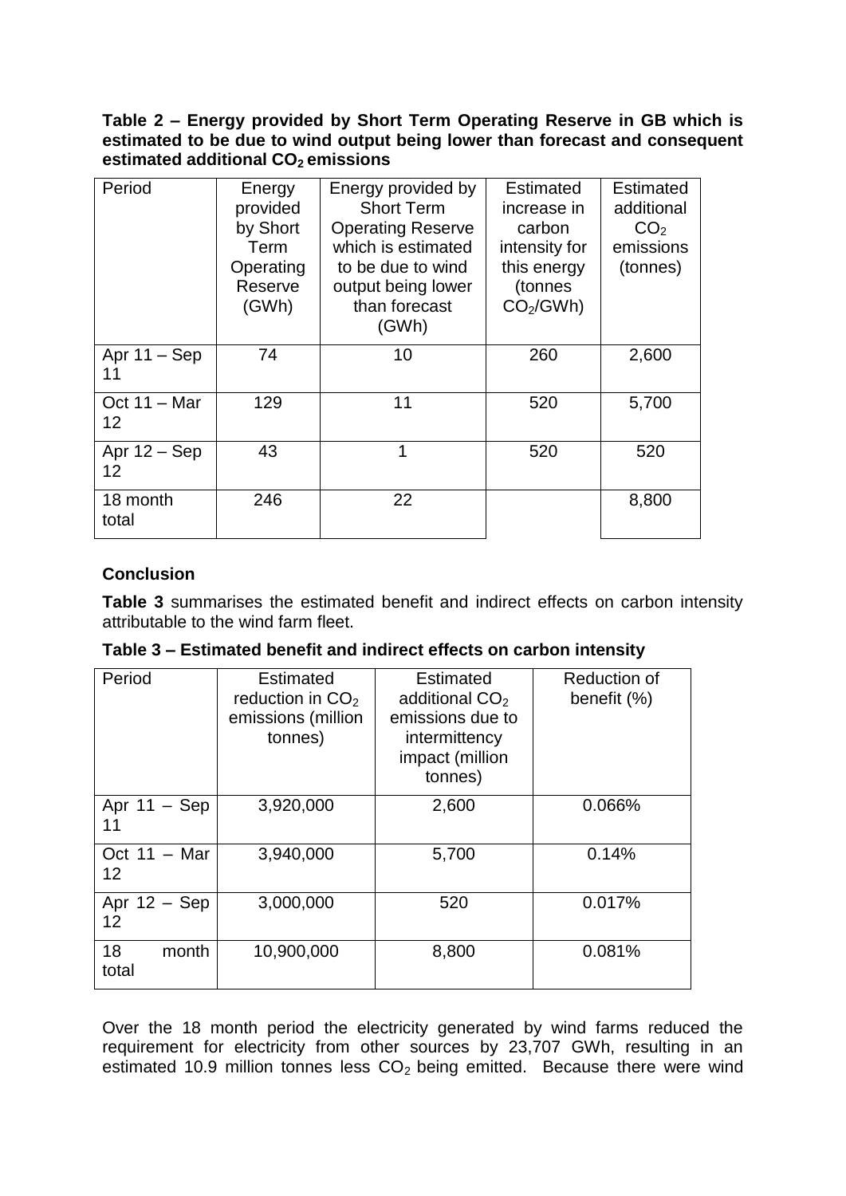**Table 2 – Energy provided by Short Term Operating Reserve in GB which is estimated to be due to wind output being lower than forecast and consequent estimated additional $CO_2$ emissions**

| Period | Energy provided by Short Term Operating Reserve (GWh) | Energy provided by Short Term Operating Reserve which is estimated to be due to wind output being lower than forecast (GWh) | Estimated increase in carbon intensity for this energy (tonnes $CO_2$/GWh) | Estimated additional $CO_2$ emissions (tonnes) |
|---|---|---|---|---|
| Apr 11 – Sep 11 | 74 | 10 | 260 | 2,600 |
| Oct 11 – Mar 12 | 129 | 11 | 520 | 5,700 |
| Apr 12 – Sep 12 | 43 | 1 | 520 | 520 |
| 18 month total | 246 | 22 | | 8,800 |

## Conclusion

**Table 3** summarises the estimated benefit and indirect effects on carbon intensity attributable to the wind farm fleet.

**Table 3 – Estimated benefit and indirect effects on carbon intensity**

| Period | Estimated reduction in $CO_2$ emissions (million tonnes) | Estimated additional $CO_2$ emissions due to intermittency impact (million tonnes) | Reduction of benefit (%) |
|---|---|---|---|
| Apr 11 – Sep 11 | 3,920,000 | 2,600 | 0.066% |
| Oct 11 – Mar 12 | 3,940,000 | 5,700 | 0.14% |
| Apr 12 – Sep 12 | 3,000,000 | 520 | 0.017% |
| 18 month total | 10,900,000 | 8,800 | 0.081% |

Over the 18 month period the electricity generated by wind farms reduced the requirement for electricity from other sources by 23,707 GWh, resulting in an estimated 10.9 million tonnes less $CO_2$ being emitted. Because there were wind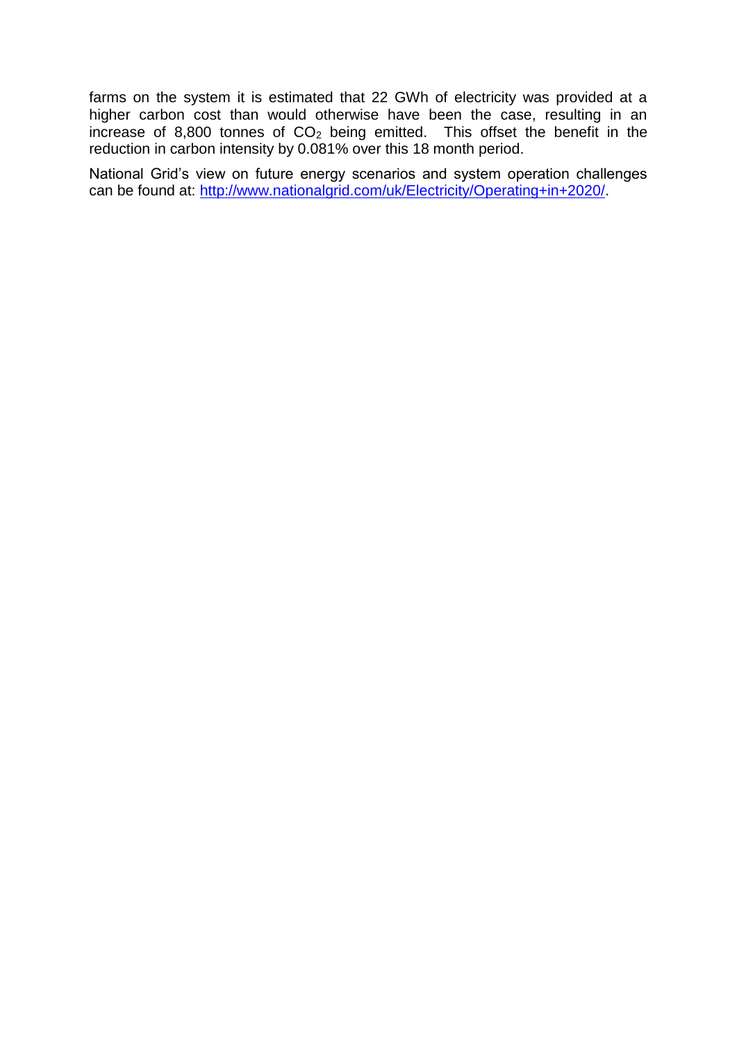farms on the system it is estimated that 22 GWh of electricity was provided at a higher carbon cost than would otherwise have been the case, resulting in an increase of 8,800 tonnes of $CO_2$ being emitted. This offset the benefit in the reduction in carbon intensity by 0.081% over this 18 month period.

National Grid's view on future energy scenarios and system operation challenges can be found at: [http://www.nationalgrid.com/uk/Electricity/Operating+in+2020/](http://www.nationalgrid.com/uk/Electricity/Operating+in+2020/).